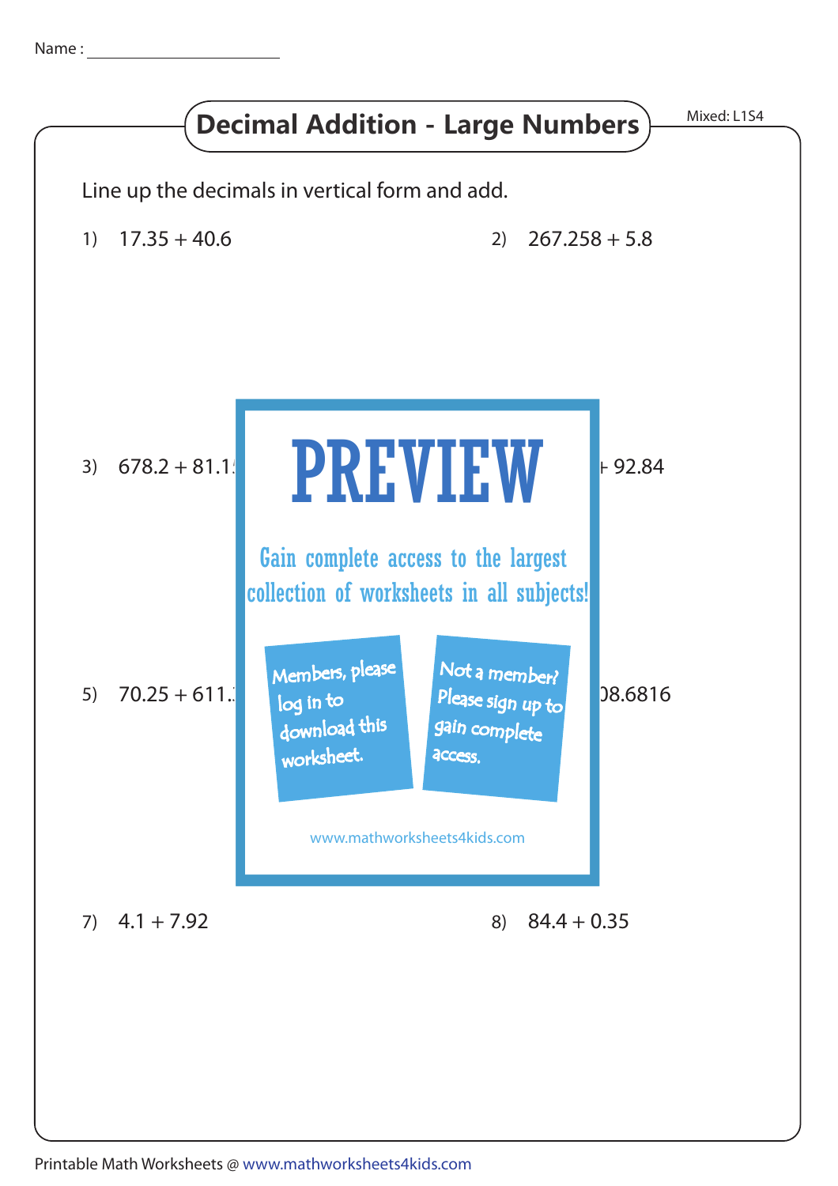Name :

# Decimal Addition - Large Numbers

Mixed: L1S4

Line up the decimals in vertical form and add.

1) 17.35 + 40.6

2) 267.258 + 5.8

3) 678.2 + 81.1

4) + 92.84

5) 70.25 + 611.

6) 08.6816

**PREVIEW**

Gain complete access to the largest collection of worksheets in all subjects!

Members, please log in to download this worksheet.

Not a member? Please sign up to gain complete access.

www.mathworksheets4kids.com

7) 4.1 + 7.92

8) 84.4 + 0.35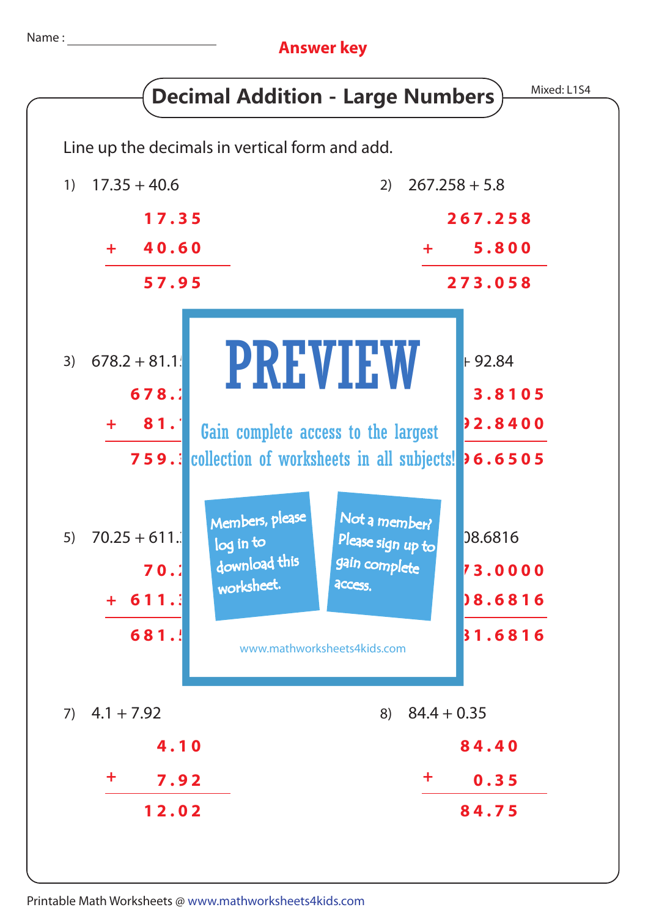Name : ____________________

**Answer key**

# Decimal Addition - Large Numbers

Mixed: L1S4

Line up the decimals in vertical form and add.

1) 17.35 + 40.6

```
   17.35
+  40.60
--------
   57.95
```

2) 267.258 + 5.8

```
  267.258
+   5.800
---------
  273.058
```

3) 678.2 + 81.1

```
  678.
+  81.
-------
  759.
```

4) + 92.84

```
   3.8105
  92.8400
---------
  96.6505
```

5) 70.25 + 611.

```
   70.
+ 611.
-------
  681.
```

6) 08.6816

```
  73.0000
  08.6816
---------
  31.6816
```

**PREVIEW**

Gain complete access to the largest collection of worksheets in all subjects!

Members, please log in to download this worksheet.

Not a member? Please sign up to gain complete access.

www.mathworksheets4kids.com

7) 4.1 + 7.92

```
   4.10
+  7.92
-------
  12.02
```

8) 84.4 + 0.35

```
  84.40
+  0.35
-------
  84.75
```

Printable Math Worksheets @ www.mathworksheets4kids.com